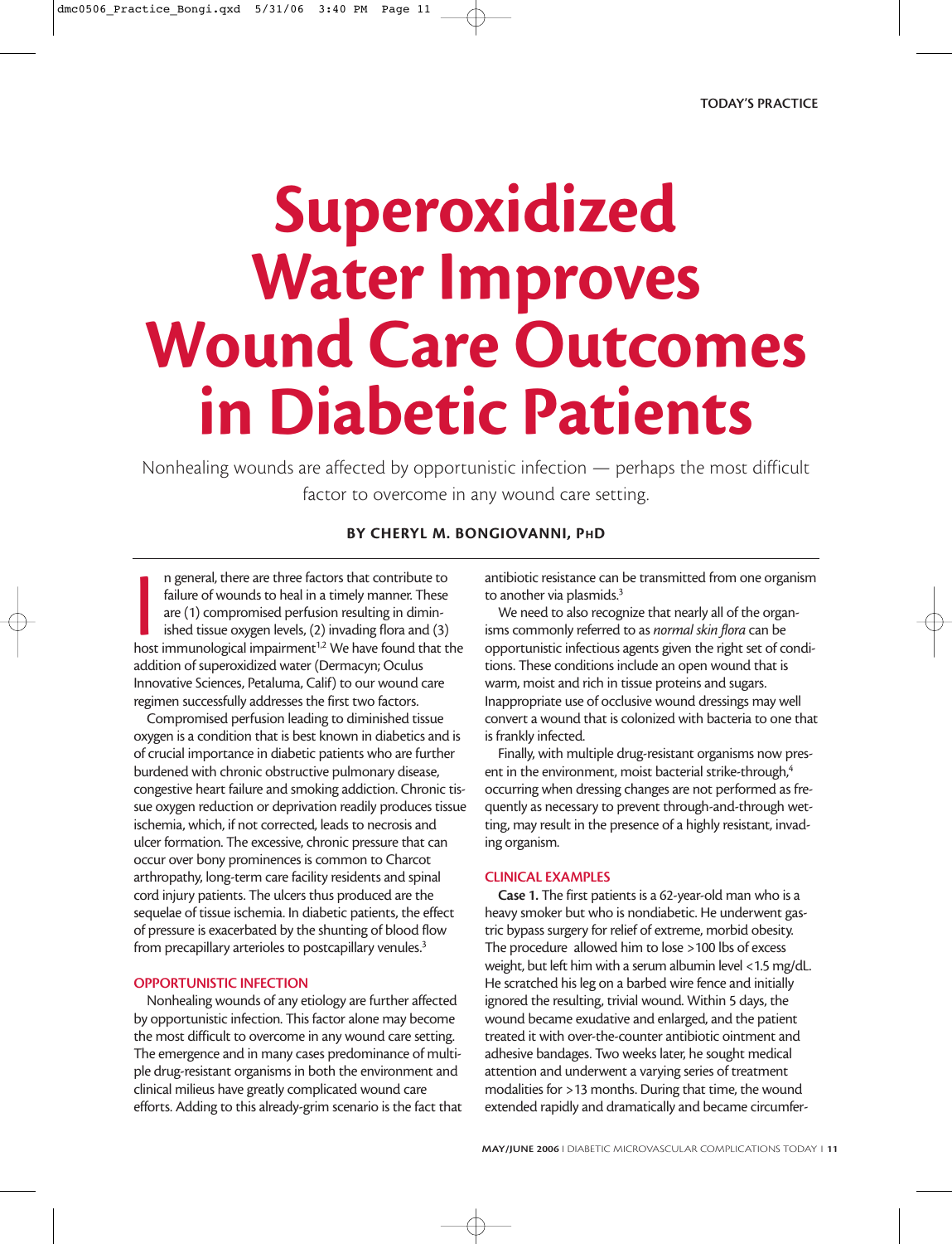TODAY'S PRACTICE

# Superoxidized Water Improves Wound Care Outcomes in Diabetic Patients

Nonhealing wounds are affected by opportunistic infection — perhaps the most difficult factor to overcome in any wound care setting.

**BY CHERYL M. BONGIOVANNI, PHD**

In general, there are three factors that contribute to failure of wounds to heal in a timely manner. These are (1) compromised perfusion resulting in diminished tissue oxygen levels, (2) invading flora and (3) host immunological impairment[1,2] We have found that the addition of superoxidized water (Dermacyn; Oculus Innovative Sciences, Petaluma, Calif) to our wound care regimen successfully addresses the first two factors.

Compromised perfusion leading to diminished tissue oxygen is a condition that is best known in diabetics and is of crucial importance in diabetic patients who are further burdened with chronic obstructive pulmonary disease, congestive heart failure and smoking addiction. Chronic tissue oxygen reduction or deprivation readily produces tissue ischemia, which, if not corrected, leads to necrosis and ulcer formation. The excessive, chronic pressure that can occur over bony prominences is common to Charcot arthropathy, long-term care facility residents and spinal cord injury patients. The ulcers thus produced are the sequelae of tissue ischemia. In diabetic patients, the effect of pressure is exacerbated by the shunting of blood flow from precapillary arterioles to postcapillary venules.[3]

## OPPORTUNISTIC INFECTION

Nonhealing wounds of any etiology are further affected by opportunistic infection. This factor alone may become the most difficult to overcome in any wound care setting. The emergence and in many cases predominance of multiple drug-resistant organisms in both the environment and clinical milieus have greatly complicated wound care efforts. Adding to this already-grim scenario is the fact that antibiotic resistance can be transmitted from one organism to another via plasmids.[3]

We need to also recognize that nearly all of the organisms commonly referred to as *normal skin flora* can be opportunistic infectious agents given the right set of conditions. These conditions include an open wound that is warm, moist and rich in tissue proteins and sugars. Inappropriate use of occlusive wound dressings may well convert a wound that is colonized with bacteria to one that is frankly infected.

Finally, with multiple drug-resistant organisms now present in the environment, moist bacterial strike-through,[4] occurring when dressing changes are not performed as frequently as necessary to prevent through-and-through wetting, may result in the presence of a highly resistant, invading organism.

## CLINICAL EXAMPLES

**Case 1.** The first patients is a 62-year-old man who is a heavy smoker but who is nondiabetic. He underwent gastric bypass surgery for relief of extreme, morbid obesity. The procedure allowed him to lose >100 lbs of excess weight, but left him with a serum albumin level <1.5 mg/dL. He scratched his leg on a barbed wire fence and initially ignored the resulting, trivial wound. Within 5 days, the wound became exudative and enlarged, and the patient treated it with over-the-counter antibiotic ointment and adhesive bandages. Two weeks later, he sought medical attention and underwent a varying series of treatment modalities for >13 months. During that time, the wound extended rapidly and dramatically and became circumfer-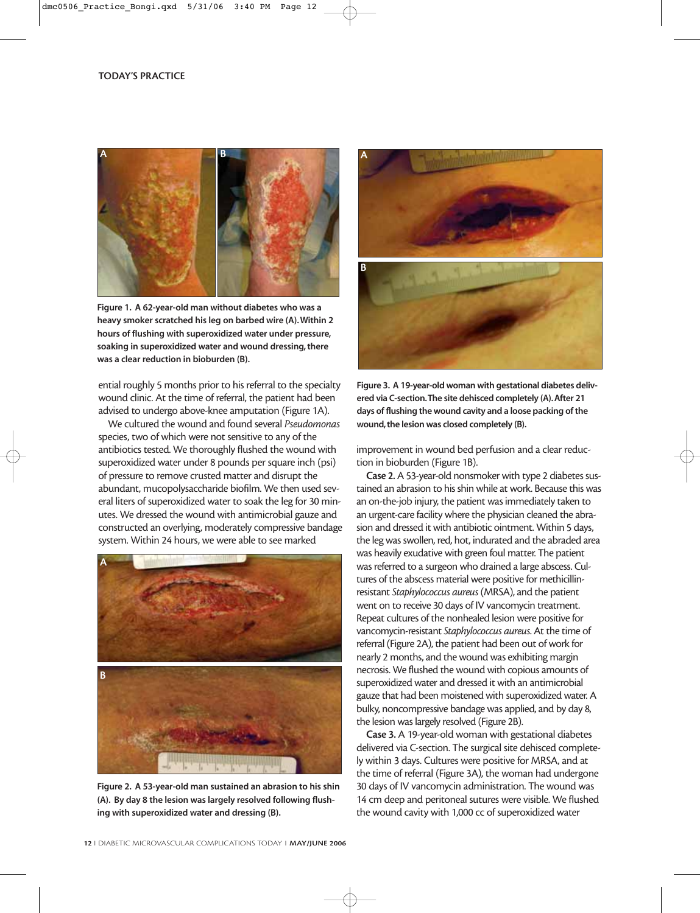ential roughly 5 months prior to his referral to the specialty wound clinic. At the time of referral, the patient had been advised to undergo above-knee amputation (Figure 1A).

We cultured the wound and found several *Pseudomonas* species, two of which were not sensitive to any of the antibiotics tested. We thoroughly flushed the wound with superoxidized water under 8 pounds per square inch (psi) of pressure to remove crusted matter and disrupt the abundant, mucopolysaccharide biofilm. We then used several liters of superoxidized water to soak the leg for 30 minutes. We dressed the wound with antimicrobial gauze and constructed an overlying, moderately compressive bandage system. Within 24 hours, we were able to see marked improvement in wound bed perfusion and a clear reduction in bioburden (Figure 1B).

**Figure 1. A 62-year-old man without diabetes who was a heavy smoker scratched his leg on barbed wire (A). Within 2 hours of flushing with superoxidized water under pressure, soaking in superoxidized water and wound dressing, there was a clear reduction in bioburden (B).**

**Case 2.** A 53-year-old nonsmoker with type 2 diabetes sustained an abrasion to his shin while at work. Because this was an on-the-job injury, the patient was immediately taken to an urgent-care facility where the physician cleaned the abrasion and dressed it with antibiotic ointment. Within 5 days, the leg was swollen, red, hot, indurated and the abraded area was heavily exudative with green foul matter. The patient was referred to a surgeon who drained a large abscess. Cultures of the abscess material were positive for methicillin-resistant *Staphylococcus aureus* (MRSA), and the patient went on to receive 30 days of IV vancomycin treatment. Repeat cultures of the nonhealed lesion were positive for vancomycin-resistant *Staphylococcus aureus*. At the time of referral (Figure 2A), the patient had been out of work for nearly 2 months, and the wound was exhibiting margin necrosis. We flushed the wound with copious amounts of superoxidized water and dressed it with an antimicrobial gauze that had been moistened with superoxidized water. A bulky, noncompressive bandage was applied, and by day 8, the lesion was largely resolved (Figure 2B).

**Figure 2. A 53-year-old man sustained an abrasion to his shin (A). By day 8 the lesion was largely resolved following flushing with superoxidized water and dressing (B).**

**Case 3.** A 19-year-old woman with gestational diabetes delivered via C-section. The surgical site dehisced completely within 3 days. Cultures were positive for MRSA, and at the time of referral (Figure 3A), the woman had undergone 30 days of IV vancomycin administration. The wound was 14 cm deep and peritoneal sutures were visible. We flushed the wound cavity with 1,000 cc of superoxidized water

**Figure 3. A 19-year-old woman with gestational diabetes delivered via C-section. The site dehisced completely (A). After 21 days of flushing the wound cavity and a loose packing of the wound, the lesion was closed completely (B).**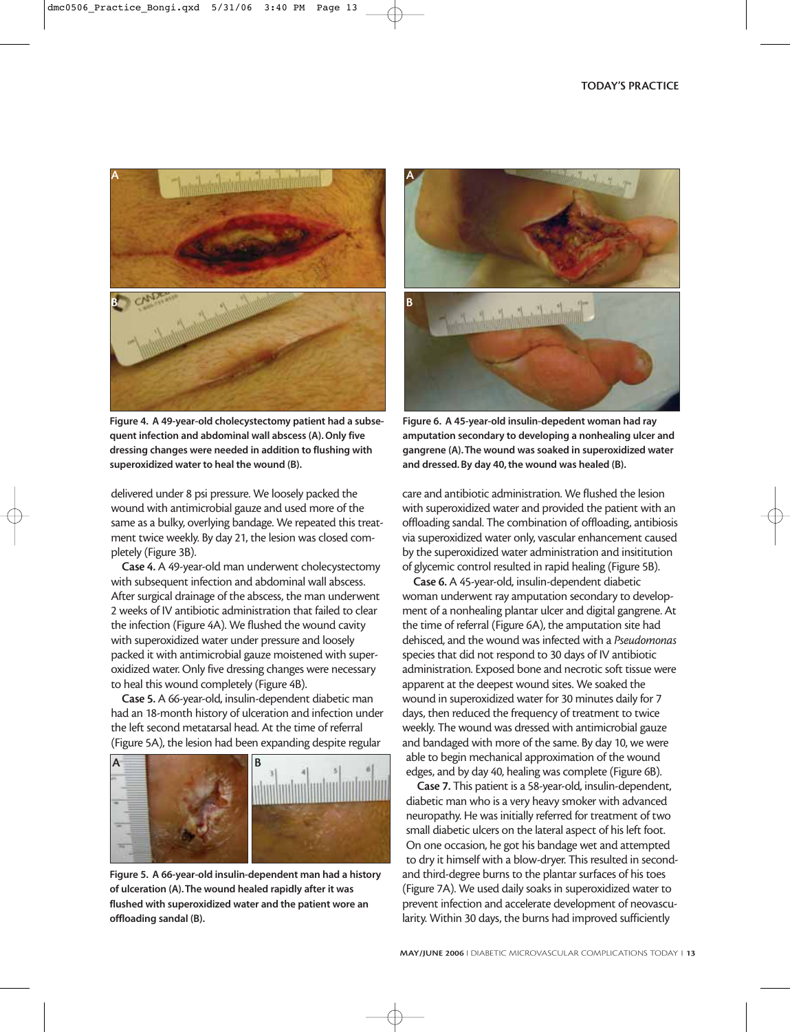Figure 4. A 49-year-old cholecystectomy patient had a subsequent infection and abdominal wall abscess (A). Only five dressing changes were needed in addition to flushing with superoxidized water to heal the wound (B).

Figure 6. A 45-year-old insulin-depedent woman had ray amputation secondary to developing a nonhealing ulcer and gangrene (A). The wound was soaked in superoxidized water and dressed. By day 40, the wound was healed (B).

delivered under 8 psi pressure. We loosely packed the wound with antimicrobial gauze and used more of the same as a bulky, overlying bandage. We repeated this treatment twice weekly. By day 21, the lesion was closed completely (Figure 3B).

**Case 4.** A 49-year-old man underwent cholecystectomy with subsequent infection and abdominal wall abscess. After surgical drainage of the abscess, the man underwent 2 weeks of IV antibiotic administration that failed to clear the infection (Figure 4A). We flushed the wound cavity with superoxidized water under pressure and loosely packed it with antimicrobial gauze moistened with superoxidized water. Only five dressing changes were necessary to heal this wound completely (Figure 4B).

**Case 5.** A 66-year-old, insulin-dependent diabetic man had an 18-month history of ulceration and infection under the left second metatarsal head. At the time of referral (Figure 5A), the lesion had been expanding despite regular care and antibiotic administration. We flushed the lesion with superoxidized water and provided the patient with an offloading sandal. The combination of offloading, antibiosis via superoxidized water only, vascular enhancement caused by the superoxidized water administration and insititution of glycemic control resulted in rapid healing (Figure 5B).

Figure 5. A 66-year-old insulin-dependent man had a history of ulceration (A). The wound healed rapidly after it was flushed with superoxidized water and the patient wore an offloading sandal (B).

**Case 6.** A 45-year-old, insulin-dependent diabetic woman underwent ray amputation secondary to development of a nonhealing plantar ulcer and digital gangrene. At the time of referral (Figure 6A), the amputation site had dehisced, and the wound was infected with a *Pseudomonas* species that did not respond to 30 days of IV antibiotic administration. Exposed bone and necrotic soft tissue were apparent at the deepest wound sites. We soaked the wound in superoxidized water for 30 minutes daily for 7 days, then reduced the frequency of treatment to twice weekly. The wound was dressed with antimicrobial gauze and bandaged with more of the same. By day 10, we were able to begin mechanical approximation of the wound edges, and by day 40, healing was complete (Figure 6B).

**Case 7.** This patient is a 58-year-old, insulin-dependent, diabetic man who is a very heavy smoker with advanced neuropathy. He was initially referred for treatment of two small diabetic ulcers on the lateral aspect of his left foot. On one occasion, he got his bandage wet and attempted to dry it himself with a blow-dryer. This resulted in second- and third-degree burns to the plantar surfaces of his toes (Figure 7A). We used daily soaks in superoxidized water to prevent infection and accelerate development of neovascularity. Within 30 days, the burns had improved sufficiently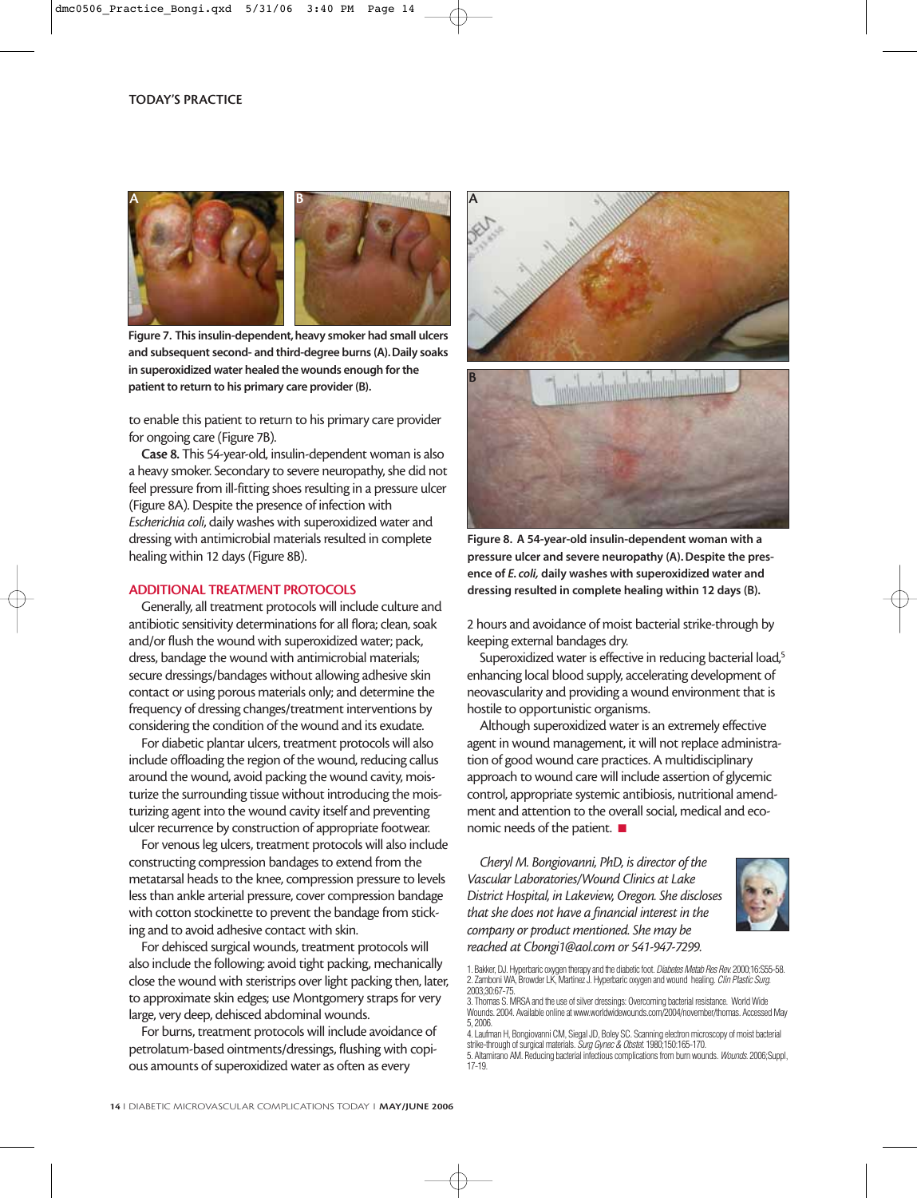Figure 7. This insulin-dependent, heavy smoker had small ulcers and subsequent second- and third-degree burns (A). Daily soaks in superoxidized water healed the wounds enough for the patient to return to his primary care provider (B).

to enable this patient to return to his primary care provider for ongoing care (Figure 7B).

**Case 8.** This 54-year-old, insulin-dependent woman is also a heavy smoker. Secondary to severe neuropathy, she did not feel pressure from ill-fitting shoes resulting in a pressure ulcer (Figure 8A). Despite the presence of infection with *Escherichia coli*, daily washes with superoxidized water and dressing with antimicrobial materials resulted in complete healing within 12 days (Figure 8B).

## ADDITIONAL TREATMENT PROTOCOLS

Generally, all treatment protocols will include culture and antibiotic sensitivity determinations for all flora; clean, soak and/or flush the wound with superoxidized water; pack, dress, bandage the wound with antimicrobial materials; secure dressings/bandages without allowing adhesive skin contact or using porous materials only; and determine the frequency of dressing changes/treatment interventions by considering the condition of the wound and its exudate.

For diabetic plantar ulcers, treatment protocols will also include offloading the region of the wound, reducing callus around the wound, avoid packing the wound cavity, moisturize the surrounding tissue without introducing the moisturizing agent into the wound cavity itself and preventing ulcer recurrence by construction of appropriate footwear.

For venous leg ulcers, treatment protocols will also include constructing compression bandages to extend from the metatarsal heads to the knee, compression pressure to levels less than ankle arterial pressure, cover compression bandage with cotton stockinette to prevent the bandage from sticking and to avoid adhesive contact with skin.

For dehisced surgical wounds, treatment protocols will also include the following: avoid tight packing, mechanically close the wound with steristrips over light packing then, later, to approximate skin edges; use Montgomery straps for very large, very deep, dehisced abdominal wounds.

For burns, treatment protocols will include avoidance of petrolatum-based ointments/dressings, flushing with copious amounts of superoxidized water as often as every 2 hours and avoidance of moist bacterial strike-through by keeping external bandages dry.

Figure 8. A 54-year-old insulin-dependent woman with a pressure ulcer and severe neuropathy (A). Despite the presence of *E. coli*, daily washes with superoxidized water and dressing resulted in complete healing within 12 days (B).

Superoxidized water is effective in reducing bacterial load,[5] enhancing local blood supply, accelerating development of neovascularity and providing a wound environment that is hostile to opportunistic organisms.

Although superoxidized water is an extremely effective agent in wound management, it will not replace administration of good wound care practices. A multidisciplinary approach to wound care will include assertion of glycemic control, appropriate systemic antibiosis, nutritional amendment and attention to the overall social, medical and economic needs of the patient. ■

*Cheryl M. Bongiovanni, PhD, is director of the Vascular Laboratories/Wound Clinics at Lake District Hospital, in Lakeview, Oregon. She discloses that she does not have a financial interest in the company or product mentioned. She may be reached at Cbongi1@aol.com or 541-947-7299.*

1. Bakker, DJ. Hyperbaric oxygen therapy and the diabetic foot. *Diabetes Metab Res Rev.* 2000;16:S55-58.
2. Zamboni WA, Browder LK, Martinez J. Hyperbaric oxygen and wound healing. *Clin Plastic Surg.* 2003;30:67-75.
3. Thomas S. MRSA and the use of silver dressings: Overcoming bacterial resistance. World Wide Wounds. 2004. Available online at www.worldwidewounds.com/2004/november/thomas. Accessed May 5, 2006.
4. Laufman H, Bongiovanni CM, Siegal JD, Boley SC. Scanning electron microscopy of moist bacterial strike-through of surgical materials. *Surg Gynec & Obstet.* 1980;150:165-170.
5. Altamirano AM. Reducing bacterial infectious complications from burn wounds. *Wounds.* 2006;Suppl, 17-19.